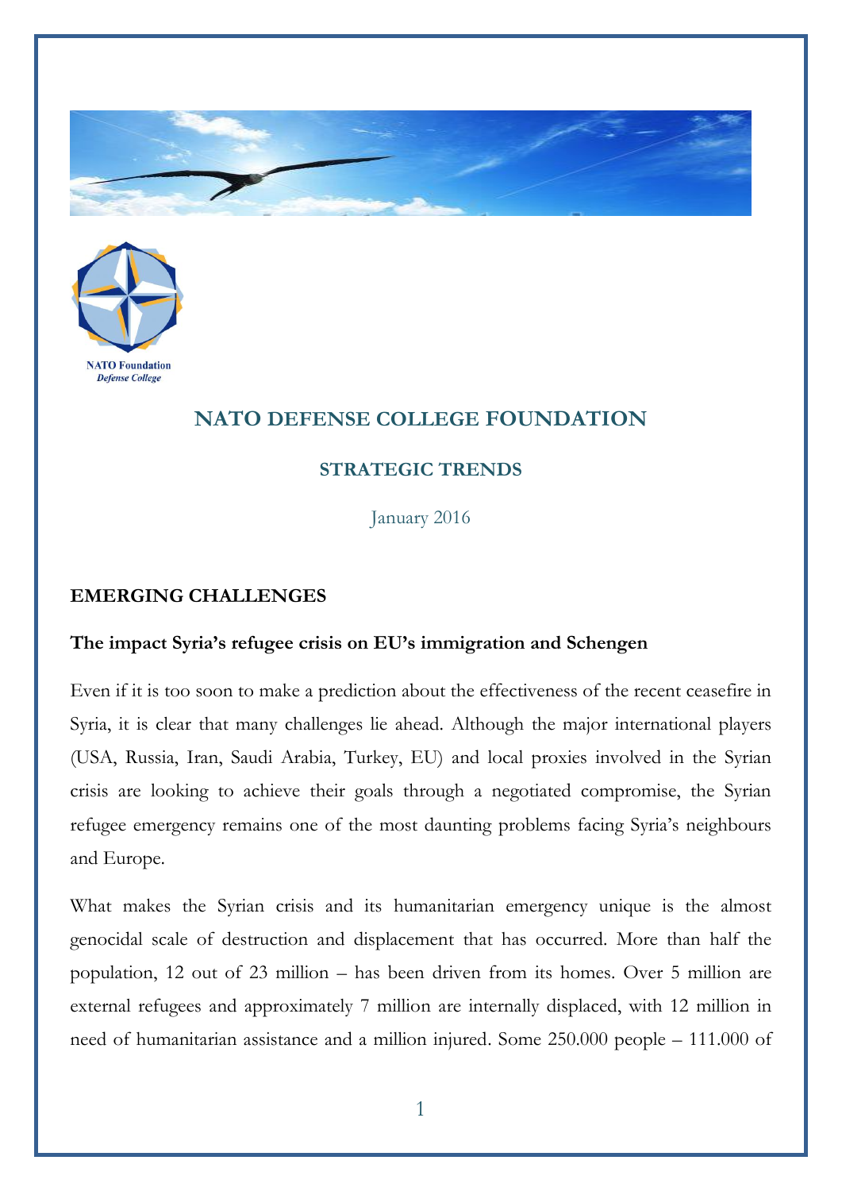NATO Foundation
*Defense College*

# NATO DEFENSE COLLEGE FOUNDATION

## STRATEGIC TRENDS

January 2016

### EMERGING CHALLENGES

**The impact Syria's refugee crisis on EU's immigration and Schengen**

Even if it is too soon to make a prediction about the effectiveness of the recent ceasefire in Syria, it is clear that many challenges lie ahead. Although the major international players (USA, Russia, Iran, Saudi Arabia, Turkey, EU) and local proxies involved in the Syrian crisis are looking to achieve their goals through a negotiated compromise, the Syrian refugee emergency remains one of the most daunting problems facing Syria's neighbours and Europe.

What makes the Syrian crisis and its humanitarian emergency unique is the almost genocidal scale of destruction and displacement that has occurred. More than half the population, 12 out of 23 million – has been driven from its homes. Over 5 million are external refugees and approximately 7 million are internally displaced, with 12 million in need of humanitarian assistance and a million injured. Some 250.000 people – 111.000 of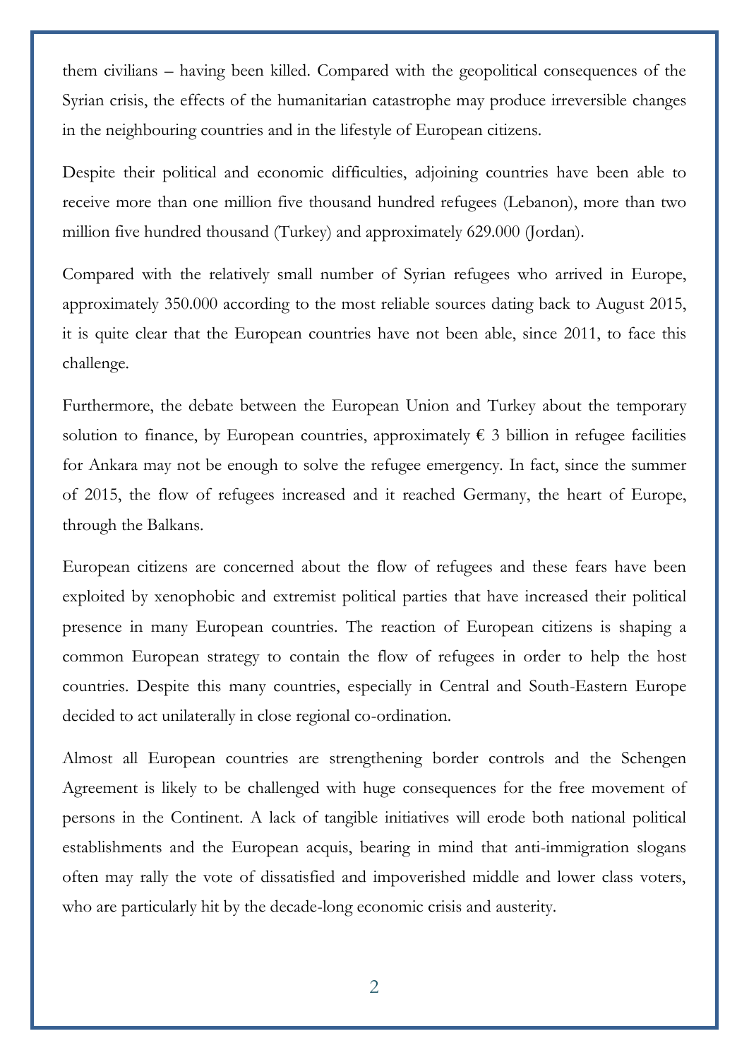them civilians – having been killed. Compared with the geopolitical consequences of the Syrian crisis, the effects of the humanitarian catastrophe may produce irreversible changes in the neighbouring countries and in the lifestyle of European citizens.

Despite their political and economic difficulties, adjoining countries have been able to receive more than one million five thousand hundred refugees (Lebanon), more than two million five hundred thousand (Turkey) and approximately 629.000 (Jordan).

Compared with the relatively small number of Syrian refugees who arrived in Europe, approximately 350.000 according to the most reliable sources dating back to August 2015, it is quite clear that the European countries have not been able, since 2011, to face this challenge.

Furthermore, the debate between the European Union and Turkey about the temporary solution to finance, by European countries, approximately € 3 billion in refugee facilities for Ankara may not be enough to solve the refugee emergency. In fact, since the summer of 2015, the flow of refugees increased and it reached Germany, the heart of Europe, through the Balkans.

European citizens are concerned about the flow of refugees and these fears have been exploited by xenophobic and extremist political parties that have increased their political presence in many European countries. The reaction of European citizens is shaping a common European strategy to contain the flow of refugees in order to help the host countries. Despite this many countries, especially in Central and South-Eastern Europe decided to act unilaterally in close regional co-ordination.

Almost all European countries are strengthening border controls and the Schengen Agreement is likely to be challenged with huge consequences for the free movement of persons in the Continent. A lack of tangible initiatives will erode both national political establishments and the European acquis, bearing in mind that anti-immigration slogans often may rally the vote of dissatisfied and impoverished middle and lower class voters, who are particularly hit by the decade-long economic crisis and austerity.